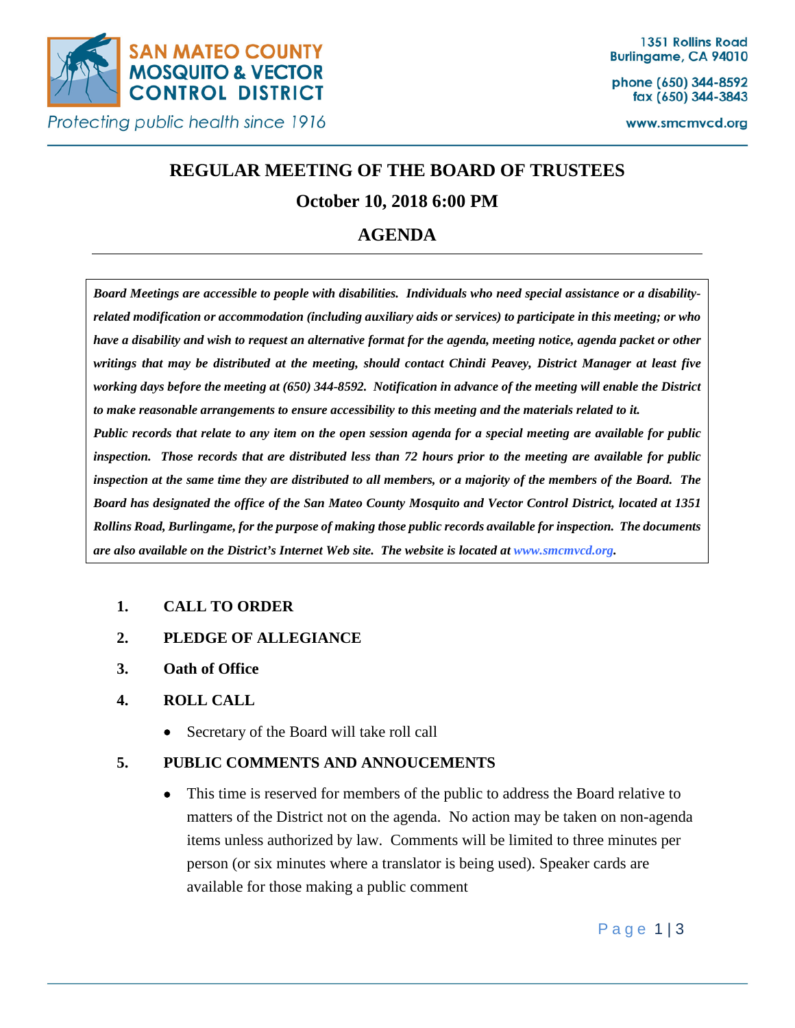SAN MATEO COUNTY MOSQUITO & VECTOR CONTROL DISTRICT

*Protecting public health since 1916*

1351 Rollins Road
Burlingame, CA 94010

phone (650) 344-8592
fax (650) 344-3843

www.smcmvcd.org

# REGULAR MEETING OF THE BOARD OF TRUSTEES

## October 10, 2018 6:00 PM

## AGENDA

***Board Meetings are accessible to people with disabilities. Individuals who need special assistance or a disability-related modification or accommodation (including auxiliary aids or services) to participate in this meeting; or who have a disability and wish to request an alternative format for the agenda, meeting notice, agenda packet or other writings that may be distributed at the meeting, should contact Chindi Peavey, District Manager at least five working days before the meeting at (650) 344-8592. Notification in advance of the meeting will enable the District to make reasonable arrangements to ensure accessibility to this meeting and the materials related to it.***

***Public records that relate to any item on the open session agenda for a special meeting are available for public inspection. Those records that are distributed less than 72 hours prior to the meeting are available for public inspection at the same time they are distributed to all members, or a majority of the members of the Board. The Board has designated the office of the San Mateo County Mosquito and Vector Control District, located at 1351 Rollins Road, Burlingame, for the purpose of making those public records available for inspection. The documents are also available on the District's Internet Web site. The website is located at www.smcmvcd.org.***

1. **CALL TO ORDER**
2. **PLEDGE OF ALLEGIANCE**
3. **Oath of Office**
4. **ROLL CALL**
   - Secretary of the Board will take roll call
5. **PUBLIC COMMENTS AND ANNOUCEMENTS**
   - This time is reserved for members of the public to address the Board relative to matters of the District not on the agenda. No action may be taken on non-agenda items unless authorized by law. Comments will be limited to three minutes per person (or six minutes where a translator is being used). Speaker cards are available for those making a public comment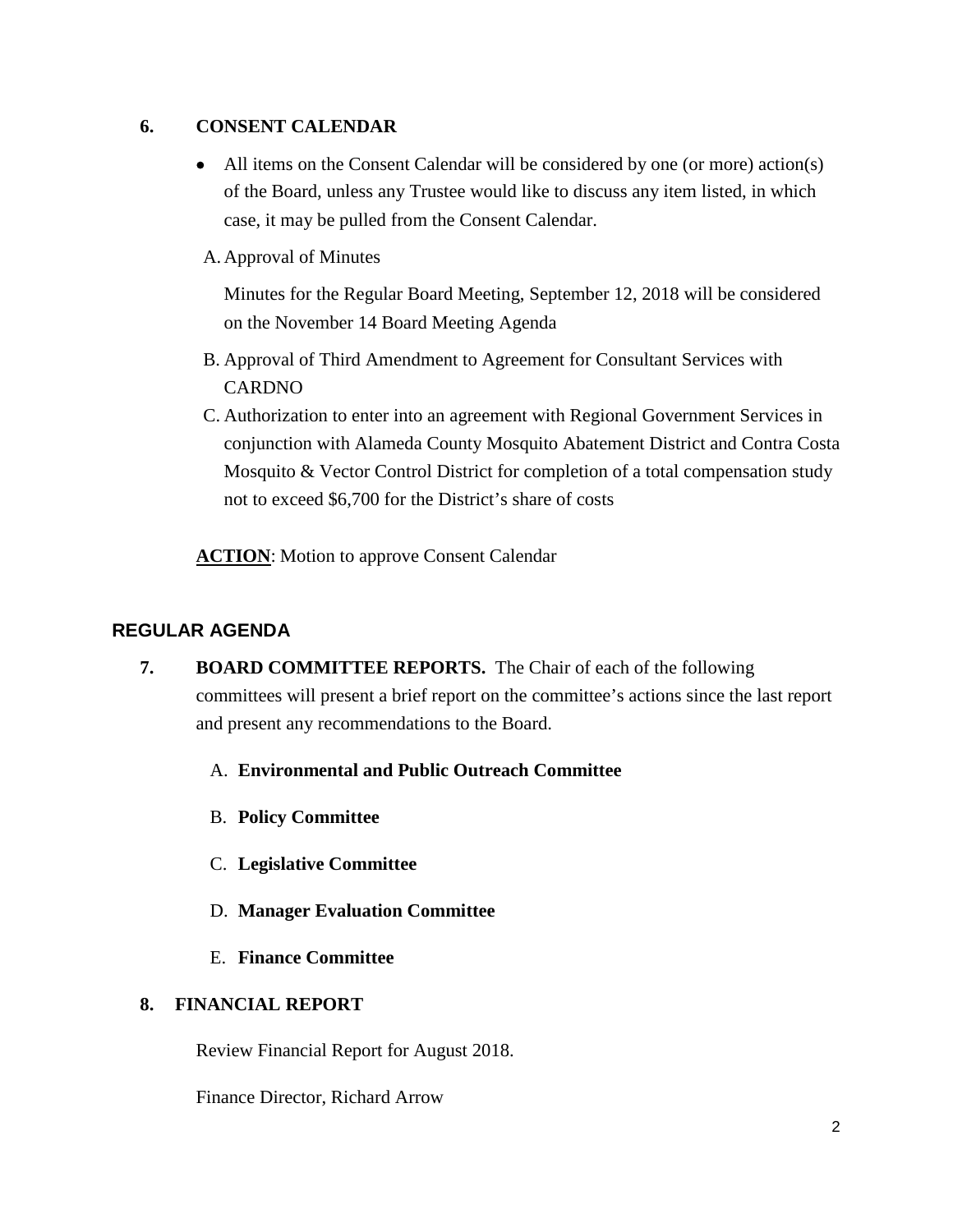## 6. CONSENT CALENDAR

- All items on the Consent Calendar will be considered by one (or more) action(s) of the Board, unless any Trustee would like to discuss any item listed, in which case, it may be pulled from the Consent Calendar.

A. Approval of Minutes

   Minutes for the Regular Board Meeting, September 12, 2018 will be considered on the November 14 Board Meeting Agenda

B. Approval of Third Amendment to Agreement for Consultant Services with CARDNO

C. Authorization to enter into an agreement with Regional Government Services in conjunction with Alameda County Mosquito Abatement District and Contra Costa Mosquito & Vector Control District for completion of a total compensation study not to exceed $6,700 for the District's share of costs

**ACTION**: Motion to approve Consent Calendar

# REGULAR AGENDA

## 7. BOARD COMMITTEE REPORTS.

The Chair of each of the following committees will present a brief report on the committee's actions since the last report and present any recommendations to the Board.

A. **Environmental and Public Outreach Committee**

B. **Policy Committee**

C. **Legislative Committee**

D. **Manager Evaluation Committee**

E. **Finance Committee**

## 8. FINANCIAL REPORT

Review Financial Report for August 2018.

Finance Director, Richard Arrow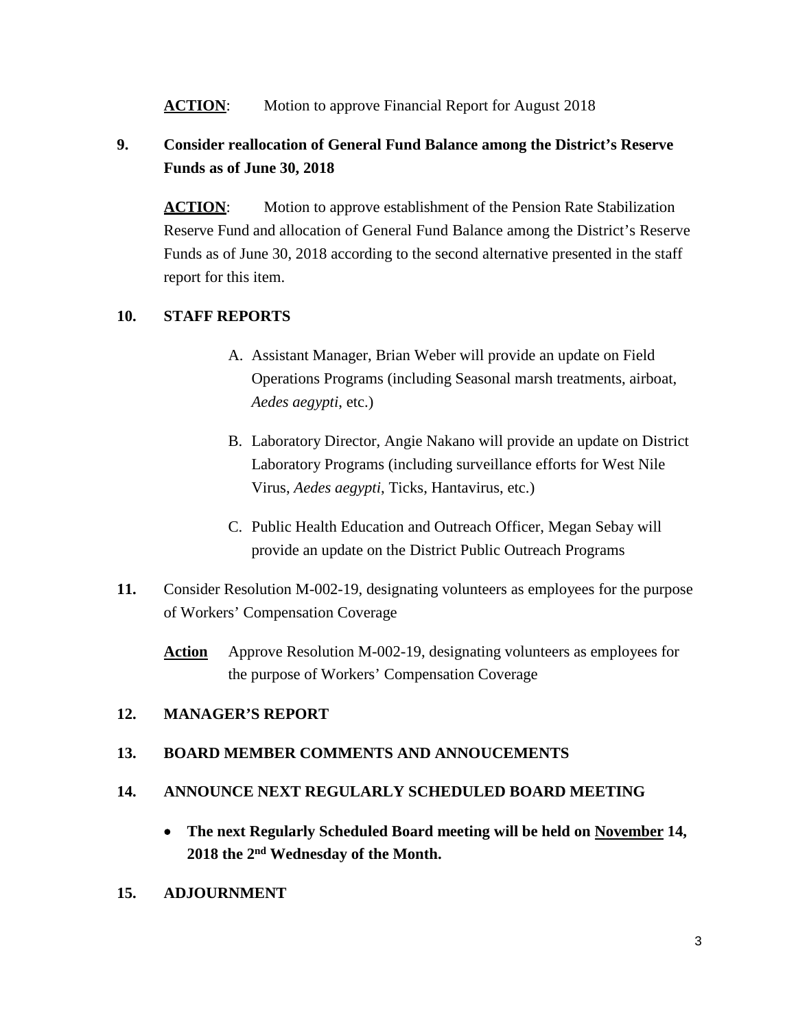**<u>ACTION</u>**: Motion to approve Financial Report for August 2018

**9. Consider reallocation of General Fund Balance among the District's Reserve Funds as of June 30, 2018**

**<u>ACTION</u>**: Motion to approve establishment of the Pension Rate Stabilization Reserve Fund and allocation of General Fund Balance among the District's Reserve Funds as of June 30, 2018 according to the second alternative presented in the staff report for this item.

**10. STAFF REPORTS**

A. Assistant Manager, Brian Weber will provide an update on Field Operations Programs (including Seasonal marsh treatments, airboat, *Aedes aegypti*, etc.)

B. Laboratory Director, Angie Nakano will provide an update on District Laboratory Programs (including surveillance efforts for West Nile Virus, *Aedes aegypti*, Ticks, Hantavirus, etc.)

C. Public Health Education and Outreach Officer, Megan Sebay will provide an update on the District Public Outreach Programs

**11.** Consider Resolution M-002-19, designating volunteers as employees for the purpose of Workers' Compensation Coverage

**<u>Action</u>** Approve Resolution M-002-19, designating volunteers as employees for the purpose of Workers' Compensation Coverage

**12. MANAGER'S REPORT**

**13. BOARD MEMBER COMMENTS AND ANNOUCEMENTS**

**14. ANNOUNCE NEXT REGULARLY SCHEDULED BOARD MEETING**

- **The next Regularly Scheduled Board meeting will be held on <u>November</u> 14, 2018 the 2nd Wednesday of the Month.**

**15. ADJOURNMENT**